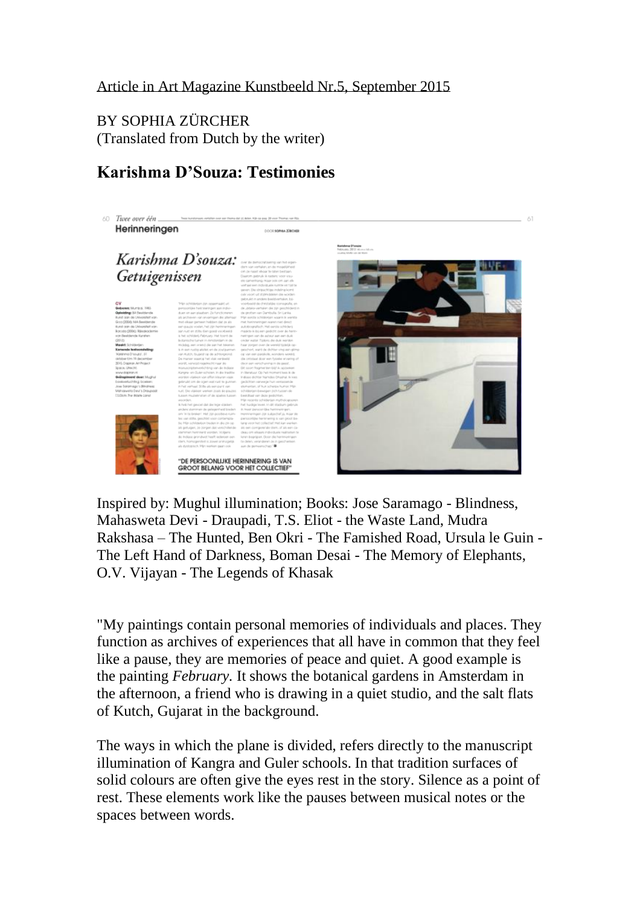Article in Art Magazine Kunstbeeld Nr.5, September 2015

BY SOPHIA ZÜRCHER
(Translated from Dutch by the writer)

## Karishma D'Souza: Testimonies

Inspired by: Mughul illumination; Books: Jose Saramago - Blindness, Mahasweta Devi - Draupadi, T.S. Eliot - the Waste Land, Mudra Rakshasa – The Hunted, Ben Okri - The Famished Road, Ursula le Guin - The Left Hand of Darkness, Boman Desai - The Memory of Elephants, O.V. Vijayan - The Legends of Khasak

"My paintings contain personal memories of individuals and places. They function as archives of experiences that all have in common that they feel like a pause, they are memories of peace and quiet. A good example is the painting *February.* It shows the botanical gardens in Amsterdam in the afternoon, a friend who is drawing in a quiet studio, and the salt flats of Kutch, Gujarat in the background.

The ways in which the plane is divided, refers directly to the manuscript illumination of Kangra and Guler schools. In that tradition surfaces of solid colours are often give the eyes rest in the story. Silence as a point of rest. These elements work like the pauses between musical notes or the spaces between words.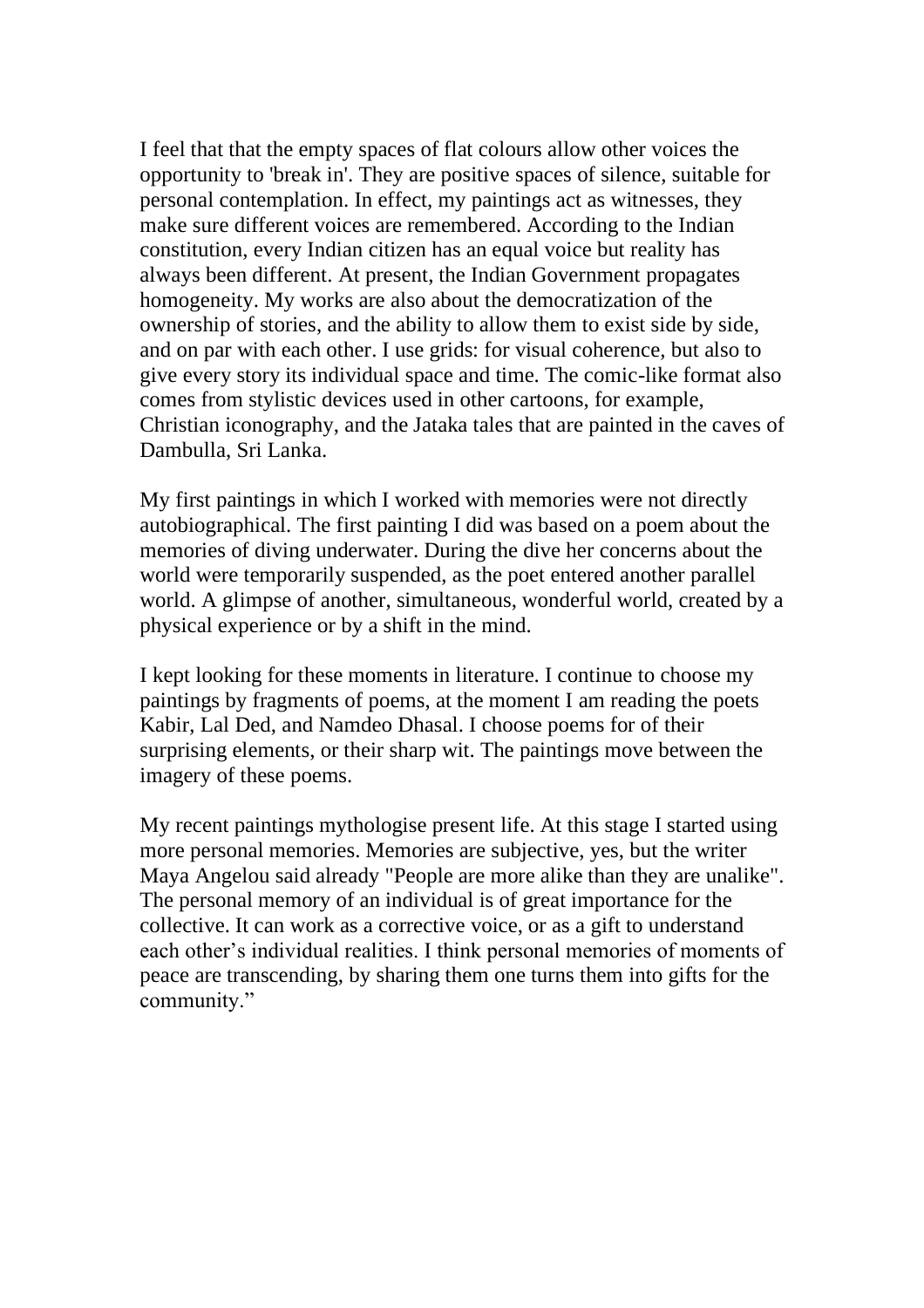I feel that that the empty spaces of flat colours allow other voices the opportunity to 'break in'. They are positive spaces of silence, suitable for personal contemplation. In effect, my paintings act as witnesses, they make sure different voices are remembered. According to the Indian constitution, every Indian citizen has an equal voice but reality has always been different. At present, the Indian Government propagates homogeneity. My works are also about the democratization of the ownership of stories, and the ability to allow them to exist side by side, and on par with each other. I use grids: for visual coherence, but also to give every story its individual space and time. The comic-like format also comes from stylistic devices used in other cartoons, for example, Christian iconography, and the Jataka tales that are painted in the caves of Dambulla, Sri Lanka.

My first paintings in which I worked with memories were not directly autobiographical. The first painting I did was based on a poem about the memories of diving underwater. During the dive her concerns about the world were temporarily suspended, as the poet entered another parallel world. A glimpse of another, simultaneous, wonderful world, created by a physical experience or by a shift in the mind.

I kept looking for these moments in literature. I continue to choose my paintings by fragments of poems, at the moment I am reading the poets Kabir, Lal Ded, and Namdeo Dhasal. I choose poems for of their surprising elements, or their sharp wit. The paintings move between the imagery of these poems.

My recent paintings mythologise present life. At this stage I started using more personal memories. Memories are subjective, yes, but the writer Maya Angelou said already "People are more alike than they are unalike". The personal memory of an individual is of great importance for the collective. It can work as a corrective voice, or as a gift to understand each other's individual realities. I think personal memories of moments of peace are transcending, by sharing them one turns them into gifts for the community."